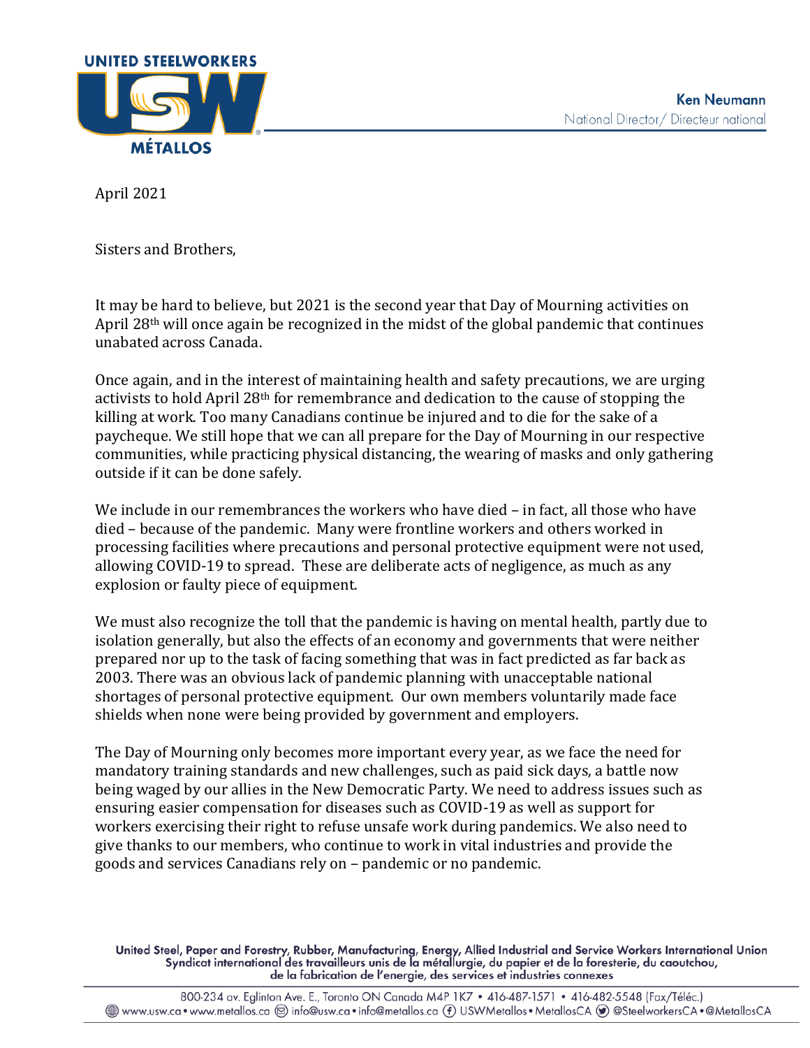**UNITED STEELWORKERS**
**USW**
**MÉTALLOS**

**Ken Neumann**
National Director/ Directeur national

April 2021

Sisters and Brothers,

It may be hard to believe, but 2021 is the second year that Day of Mourning activities on April 28th will once again be recognized in the midst of the global pandemic that continues unabated across Canada.

Once again, and in the interest of maintaining health and safety precautions, we are urging activists to hold April 28th for remembrance and dedication to the cause of stopping the killing at work. Too many Canadians continue be injured and to die for the sake of a paycheque. We still hope that we can all prepare for the Day of Mourning in our respective communities, while practicing physical distancing, the wearing of masks and only gathering outside if it can be done safely.

We include in our remembrances the workers who have died – in fact, all those who have died – because of the pandemic. Many were frontline workers and others worked in processing facilities where precautions and personal protective equipment were not used, allowing COVID-19 to spread. These are deliberate acts of negligence, as much as any explosion or faulty piece of equipment.

We must also recognize the toll that the pandemic is having on mental health, partly due to isolation generally, but also the effects of an economy and governments that were neither prepared nor up to the task of facing something that was in fact predicted as far back as 2003. There was an obvious lack of pandemic planning with unacceptable national shortages of personal protective equipment. Our own members voluntarily made face shields when none were being provided by government and employers.

The Day of Mourning only becomes more important every year, as we face the need for mandatory training standards and new challenges, such as paid sick days, a battle now being waged by our allies in the New Democratic Party. We need to address issues such as ensuring easier compensation for diseases such as COVID-19 as well as support for workers exercising their right to refuse unsafe work during pandemics. We also need to give thanks to our members, who continue to work in vital industries and provide the goods and services Canadians rely on – pandemic or no pandemic.

United Steel, Paper and Forestry, Rubber, Manufacturing, Energy, Allied Industrial and Service Workers International Union
Syndicat international des travailleurs unis de la métallurgie, du papier et de la foresterie, du caoutchou, de la fabrication de l'energie, des services et industries connexes

800-234 av. Eglinton Ave. E., Toronto ON Canada M4P 1K7 • 416-487-1571 • 416-482-5548 (Fax/Téléc.)
www.usw.ca • www.metallos.ca info@usw.ca • info@metallos.ca USWMetallos • MetallosCA @SteelworkersCA • @MetallosCA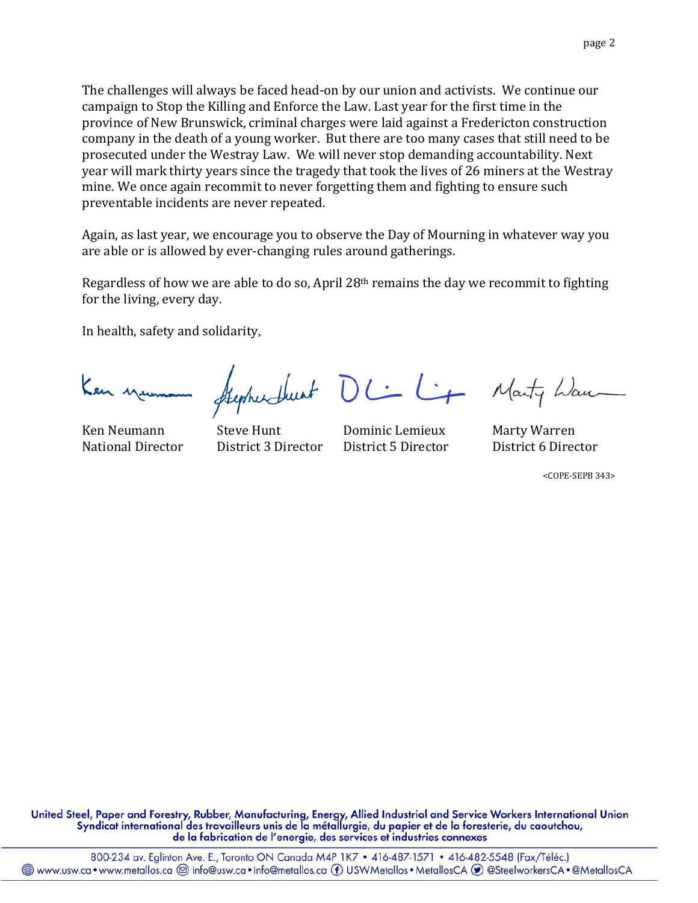The challenges will always be faced head-on by our union and activists. We continue our campaign to Stop the Killing and Enforce the Law. Last year for the first time in the province of New Brunswick, criminal charges were laid against a Fredericton construction company in the death of a young worker. But there are too many cases that still need to be prosecuted under the Westray Law. We will never stop demanding accountability. Next year will mark thirty years since the tragedy that took the lives of 26 miners at the Westray mine. We once again recommit to never forgetting them and fighting to ensure such preventable incidents are never repeated.

Again, as last year, we encourage you to observe the Day of Mourning in whatever way you are able or is allowed by ever-changing rules around gatherings.

Regardless of how we are able to do so, April 28th remains the day we recommit to fighting for the living, every day.

In health, safety and solidarity,

| | | | |
|---|---|---|---|
| Ken Neumann | Steve Hunt | Dominic Lemieux | Marty Warren |
| National Director | District 3 Director | District 5 Director | District 6 Director |

<COPE-SEPB 343>

United Steel, Paper and Forestry, Rubber, Manufacturing, Energy, Allied Industrial and Service Workers International Union
Syndicat international des travailleurs unis de la métallurgie, du papier et de la foresterie, du caoutchou, de la fabrication de l'energie, des services et industries connexes

800-234 av. Eglinton Ave. E., Toronto ON Canada M4P 1K7 • 416-487-1571 • 416-482-5548 (Fax/Téléc.)
www.usw.ca • www.metallos.ca info@usw.ca • info@metallos.ca USWMetallos • MetallosCA @SteelworkersCA • @MetallosCA